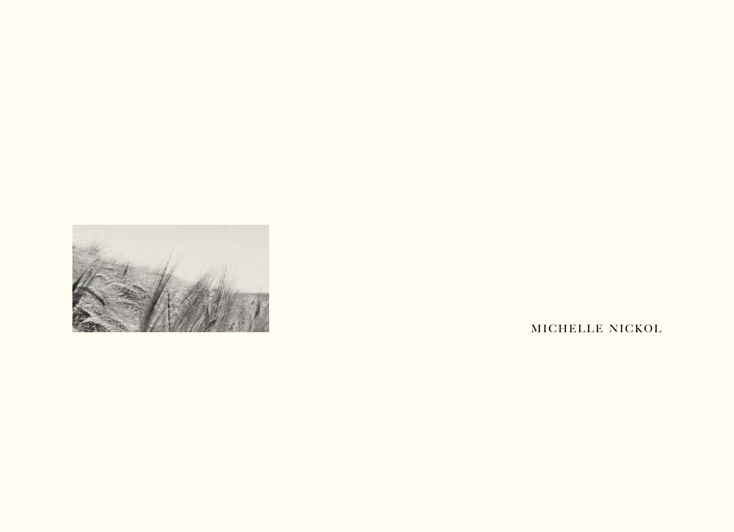MICHELLE NICKOL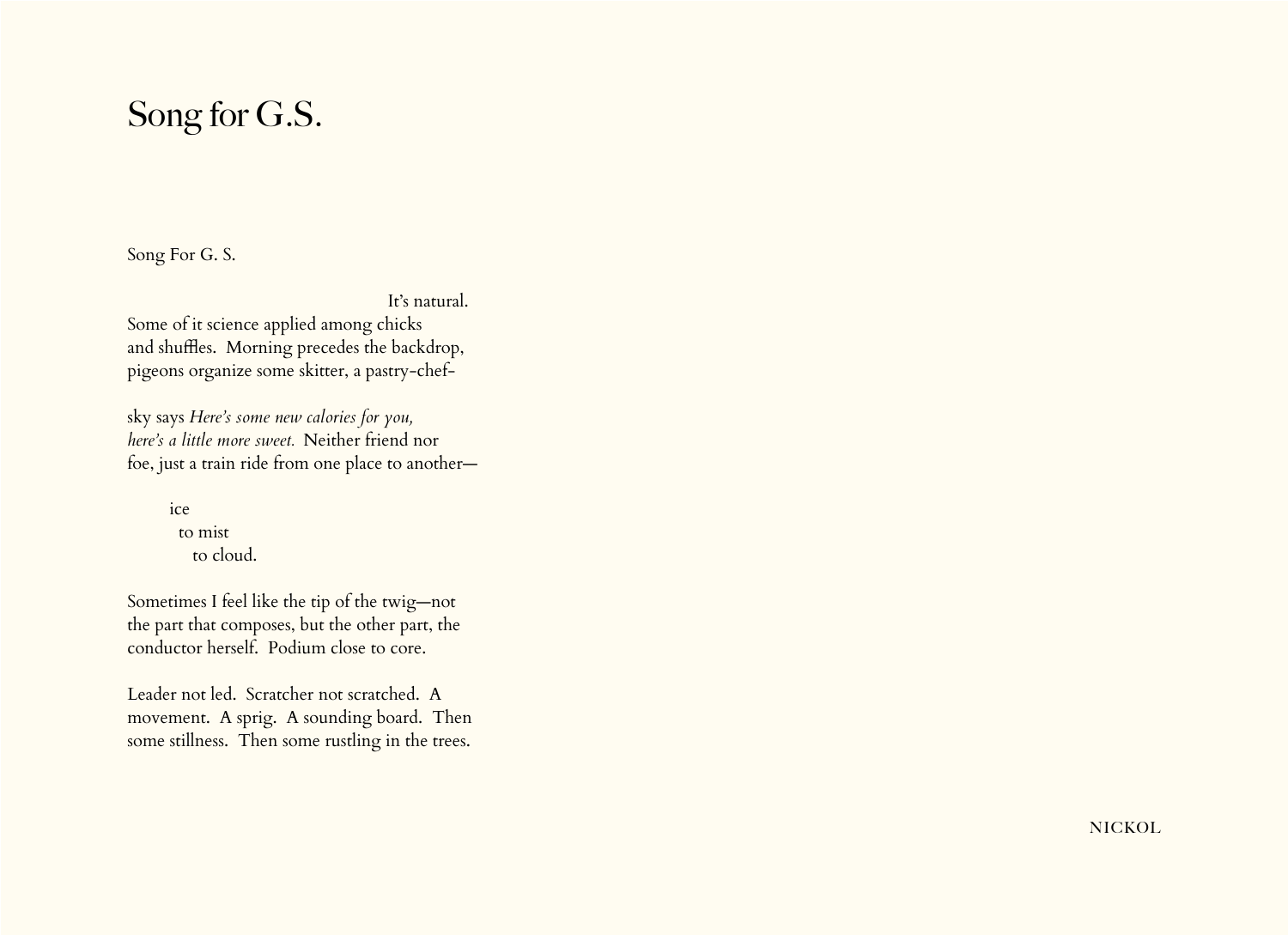# Song for G.S.

Song For G. S.

It's natural.
Some of it science applied among chicks
and shuffles. Morning precedes the backdrop,
pigeons organize some skitter, a pastry-chef-

sky says *Here's some new calories for you,*
*here's a little more sweet.* Neither friend nor
foe, just a train ride from one place to another—

ice
to mist
to cloud.

Sometimes I feel like the tip of the twig—not
the part that composes, but the other part, the
conductor herself. Podium close to core.

Leader not led. Scratcher not scratched. A
movement. A sprig. A sounding board. Then
some stillness. Then some rustling in the trees.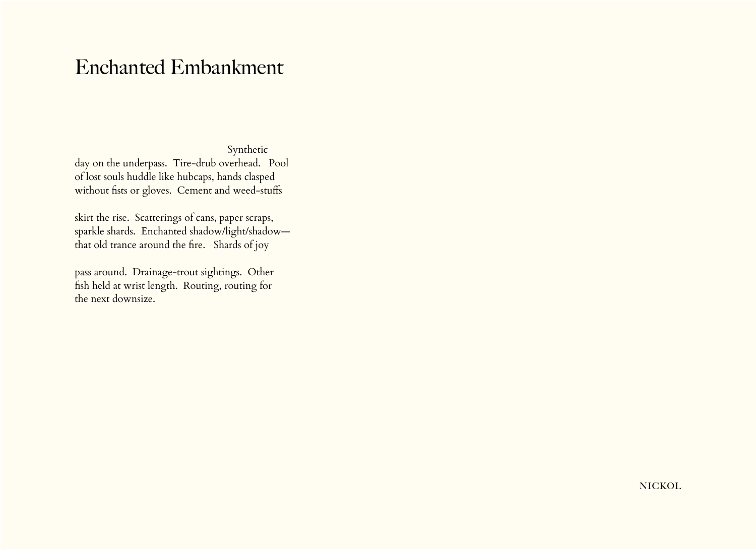# Enchanted Embankment

Synthetic
day on the underpass.  Tire-drub overhead.   Pool
of lost souls huddle like hubcaps, hands clasped
without fists or gloves.  Cement and weed-stuffs

skirt the rise.  Scatterings of cans, paper scraps,
sparkle shards.  Enchanted shadow/light/shadow—
that old trance around the fire.   Shards of joy

pass around.  Drainage-trout sightings.  Other
fish held at wrist length.  Routing, routing for
the next downsize.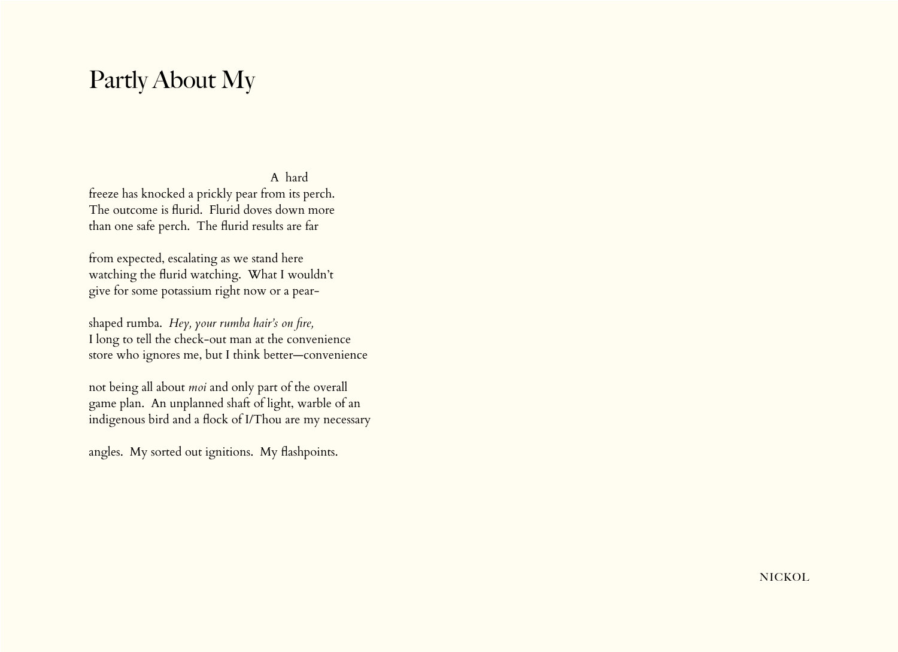# Partly About My

A hard
freeze has knocked a prickly pear from its perch.
The outcome is flurid. Flurid doves down more
than one safe perch. The flurid results are far

from expected, escalating as we stand here
watching the flurid watching. What I wouldn't
give for some potassium right now or a pear-

shaped rumba. *Hey, your rumba hair's on fire,*
I long to tell the check-out man at the convenience
store who ignores me, but I think better—convenience

not being all about *moi* and only part of the overall
game plan. An unplanned shaft of light, warble of an
indigenous bird and a flock of I/Thou are my necessary

angles. My sorted out ignitions. My flashpoints.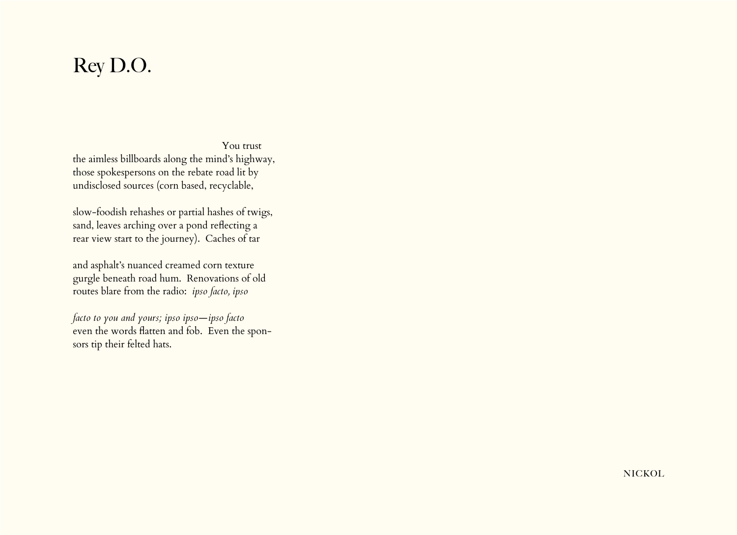# Rey D.O.

You trust
the aimless billboards along the mind's highway,
those spokespersons on the rebate road lit by
undisclosed sources (corn based, recyclable,

slow-foodish rehashes or partial hashes of twigs,
sand, leaves arching over a pond reflecting a
rear view start to the journey). Caches of tar

and asphalt's nuanced creamed corn texture
gurgle beneath road hum. Renovations of old
routes blare from the radio: *ipso facto, ipso*

*facto to you and yours; ipso ipso—ipso facto*
even the words flatten and fob. Even the spon-
sors tip their felted hats.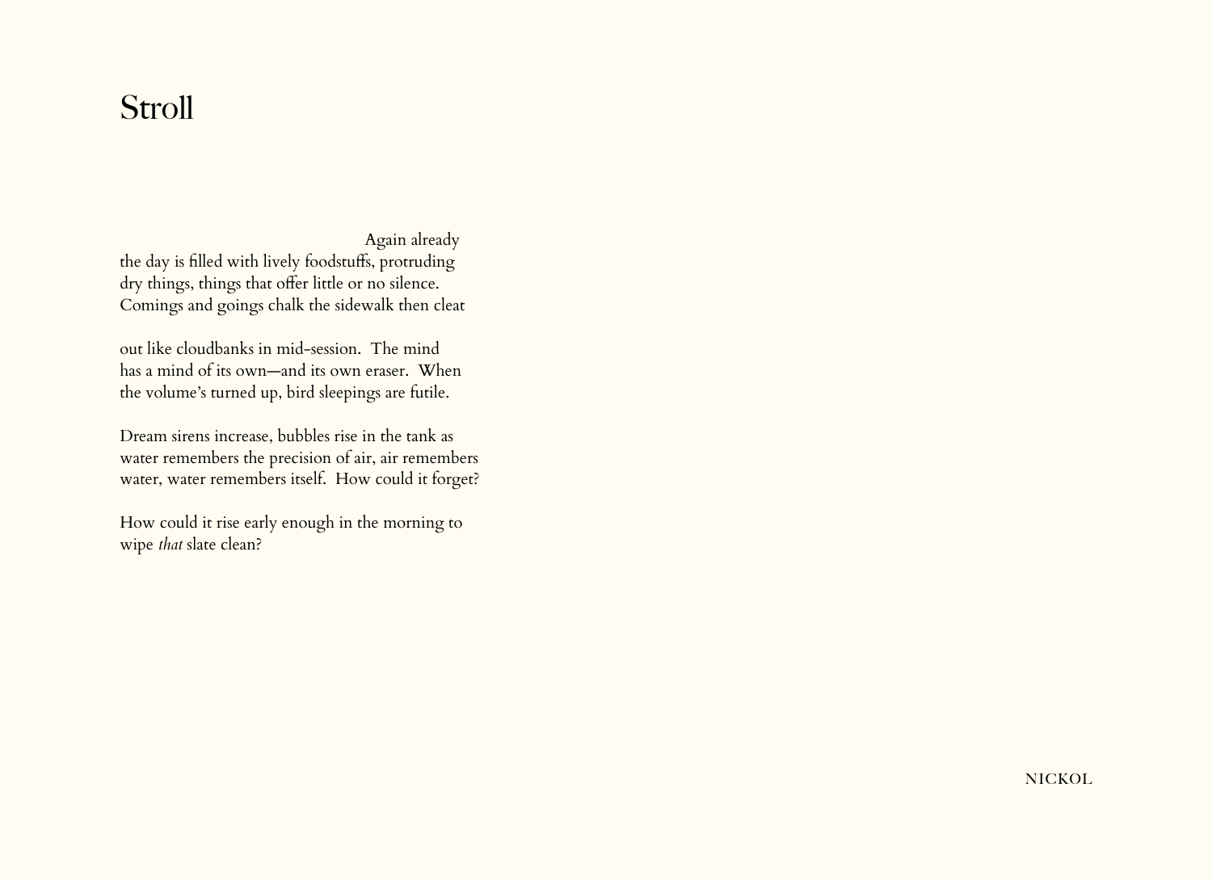# Stroll

Again already
the day is filled with lively foodstuffs, protruding
dry things, things that offer little or no silence.
Comings and goings chalk the sidewalk then cleat

out like cloudbanks in mid-session. The mind
has a mind of its own—and its own eraser. When
the volume's turned up, bird sleepings are futile.

Dream sirens increase, bubbles rise in the tank as
water remembers the precision of air, air remembers
water, water remembers itself. How could it forget?

How could it rise early enough in the morning to
wipe *that* slate clean?